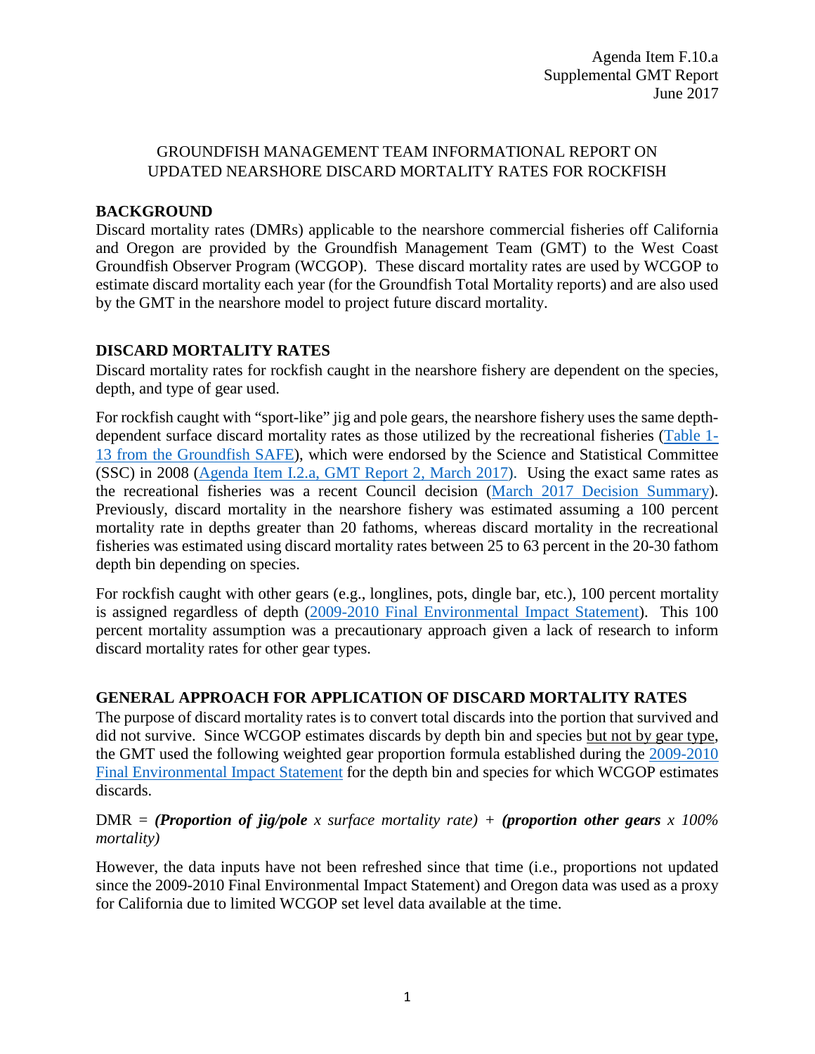Agenda Item F.10.a
Supplemental GMT Report
June 2017

# GROUNDFISH MANAGEMENT TEAM INFORMATIONAL REPORT ON UPDATED NEARSHORE DISCARD MORTALITY RATES FOR ROCKFISH

## BACKGROUND

Discard mortality rates (DMRs) applicable to the nearshore commercial fisheries off California and Oregon are provided by the Groundfish Management Team (GMT) to the West Coast Groundfish Observer Program (WCGOP). These discard mortality rates are used by WCGOP to estimate discard mortality each year (for the Groundfish Total Mortality reports) and are also used by the GMT in the nearshore model to project future discard mortality.

## DISCARD MORTALITY RATES

Discard mortality rates for rockfish caught in the nearshore fishery are dependent on the species, depth, and type of gear used.

For rockfish caught with "sport-like" jig and pole gears, the nearshore fishery uses the same depth-dependent surface discard mortality rates as those utilized by the recreational fisheries (Table 1-13 from the Groundfish SAFE), which were endorsed by the Science and Statistical Committee (SSC) in 2008 (Agenda Item I.2.a, GMT Report 2, March 2017). Using the exact same rates as the recreational fisheries was a recent Council decision (March 2017 Decision Summary). Previously, discard mortality in the nearshore fishery was estimated assuming a 100 percent mortality rate in depths greater than 20 fathoms, whereas discard mortality in the recreational fisheries was estimated using discard mortality rates between 25 to 63 percent in the 20-30 fathom depth bin depending on species.

For rockfish caught with other gears (e.g., longlines, pots, dingle bar, etc.), 100 percent mortality is assigned regardless of depth (2009-2010 Final Environmental Impact Statement). This 100 percent mortality assumption was a precautionary approach given a lack of research to inform discard mortality rates for other gear types.

## GENERAL APPROACH FOR APPLICATION OF DISCARD MORTALITY RATES

The purpose of discard mortality rates is to convert total discards into the portion that survived and did not survive. Since WCGOP estimates discards by depth bin and species but not by gear type, the GMT used the following weighted gear proportion formula established during the 2009-2010 Final Environmental Impact Statement for the depth bin and species for which WCGOP estimates discards.

DMR = ***(Proportion of jig/pole** x surface mortality rate)* + ***(proportion other gears** x 100% mortality)*

However, the data inputs have not been refreshed since that time (i.e., proportions not updated since the 2009-2010 Final Environmental Impact Statement) and Oregon data was used as a proxy for California due to limited WCGOP set level data available at the time.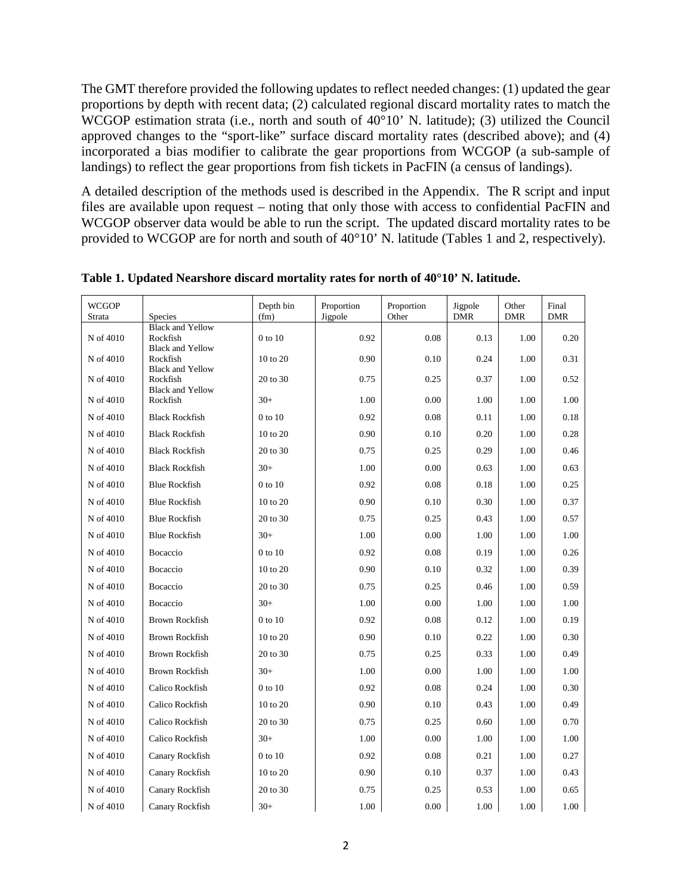The GMT therefore provided the following updates to reflect needed changes: (1) updated the gear proportions by depth with recent data; (2) calculated regional discard mortality rates to match the WCGOP estimation strata (i.e., north and south of 40°10' N. latitude); (3) utilized the Council approved changes to the "sport-like" surface discard mortality rates (described above); and (4) incorporated a bias modifier to calibrate the gear proportions from WCGOP (a sub-sample of landings) to reflect the gear proportions from fish tickets in PacFIN (a census of landings).

A detailed description of the methods used is described in the Appendix. The R script and input files are available upon request – noting that only those with access to confidential PacFIN and WCGOP observer data would be able to run the script. The updated discard mortality rates to be provided to WCGOP are for north and south of 40°10' N. latitude (Tables 1 and 2, respectively).

**Table 1. Updated Nearshore discard mortality rates for north of 40°10' N. latitude.**

| WCGOP Strata | Species | Depth bin (fm) | Proportion Jigpole | Proportion Other | Jigpole DMR | Other DMR | Final DMR |
|---|---|---|---|---|---|---|---|
| N of 4010 | Black and Yellow Rockfish | 0 to 10 | 0.92 | 0.08 | 0.13 | 1.00 | 0.20 |
| N of 4010 | Black and Yellow Rockfish | 10 to 20 | 0.90 | 0.10 | 0.24 | 1.00 | 0.31 |
| N of 4010 | Black and Yellow Rockfish | 20 to 30 | 0.75 | 0.25 | 0.37 | 1.00 | 0.52 |
| N of 4010 | Black and Yellow Rockfish | 30+ | 1.00 | 0.00 | 1.00 | 1.00 | 1.00 |
| N of 4010 | Black Rockfish | 0 to 10 | 0.92 | 0.08 | 0.11 | 1.00 | 0.18 |
| N of 4010 | Black Rockfish | 10 to 20 | 0.90 | 0.10 | 0.20 | 1.00 | 0.28 |
| N of 4010 | Black Rockfish | 20 to 30 | 0.75 | 0.25 | 0.29 | 1.00 | 0.46 |
| N of 4010 | Black Rockfish | 30+ | 1.00 | 0.00 | 0.63 | 1.00 | 0.63 |
| N of 4010 | Blue Rockfish | 0 to 10 | 0.92 | 0.08 | 0.18 | 1.00 | 0.25 |
| N of 4010 | Blue Rockfish | 10 to 20 | 0.90 | 0.10 | 0.30 | 1.00 | 0.37 |
| N of 4010 | Blue Rockfish | 20 to 30 | 0.75 | 0.25 | 0.43 | 1.00 | 0.57 |
| N of 4010 | Blue Rockfish | 30+ | 1.00 | 0.00 | 1.00 | 1.00 | 1.00 |
| N of 4010 | Bocaccio | 0 to 10 | 0.92 | 0.08 | 0.19 | 1.00 | 0.26 |
| N of 4010 | Bocaccio | 10 to 20 | 0.90 | 0.10 | 0.32 | 1.00 | 0.39 |
| N of 4010 | Bocaccio | 20 to 30 | 0.75 | 0.25 | 0.46 | 1.00 | 0.59 |
| N of 4010 | Bocaccio | 30+ | 1.00 | 0.00 | 1.00 | 1.00 | 1.00 |
| N of 4010 | Brown Rockfish | 0 to 10 | 0.92 | 0.08 | 0.12 | 1.00 | 0.19 |
| N of 4010 | Brown Rockfish | 10 to 20 | 0.90 | 0.10 | 0.22 | 1.00 | 0.30 |
| N of 4010 | Brown Rockfish | 20 to 30 | 0.75 | 0.25 | 0.33 | 1.00 | 0.49 |
| N of 4010 | Brown Rockfish | 30+ | 1.00 | 0.00 | 1.00 | 1.00 | 1.00 |
| N of 4010 | Calico Rockfish | 0 to 10 | 0.92 | 0.08 | 0.24 | 1.00 | 0.30 |
| N of 4010 | Calico Rockfish | 10 to 20 | 0.90 | 0.10 | 0.43 | 1.00 | 0.49 |
| N of 4010 | Calico Rockfish | 20 to 30 | 0.75 | 0.25 | 0.60 | 1.00 | 0.70 |
| N of 4010 | Calico Rockfish | 30+ | 1.00 | 0.00 | 1.00 | 1.00 | 1.00 |
| N of 4010 | Canary Rockfish | 0 to 10 | 0.92 | 0.08 | 0.21 | 1.00 | 0.27 |
| N of 4010 | Canary Rockfish | 10 to 20 | 0.90 | 0.10 | 0.37 | 1.00 | 0.43 |
| N of 4010 | Canary Rockfish | 20 to 30 | 0.75 | 0.25 | 0.53 | 1.00 | 0.65 |
| N of 4010 | Canary Rockfish | 30+ | 1.00 | 0.00 | 1.00 | 1.00 | 1.00 |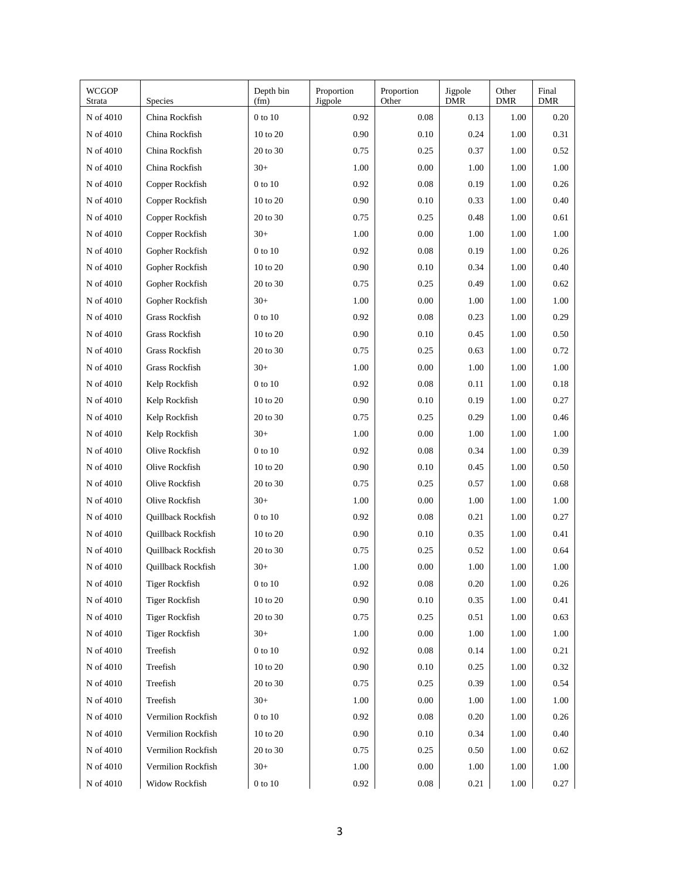| WCGOP Strata | Species | Depth bin (fm) | Proportion Jigpole | Proportion Other | Jigpole DMR | Other DMR | Final DMR |
|---|---|---|---|---|---|---|---|
| N of 4010 | China Rockfish | 0 to 10 | 0.92 | 0.08 | 0.13 | 1.00 | 0.20 |
| N of 4010 | China Rockfish | 10 to 20 | 0.90 | 0.10 | 0.24 | 1.00 | 0.31 |
| N of 4010 | China Rockfish | 20 to 30 | 0.75 | 0.25 | 0.37 | 1.00 | 0.52 |
| N of 4010 | China Rockfish | 30+ | 1.00 | 0.00 | 1.00 | 1.00 | 1.00 |
| N of 4010 | Copper Rockfish | 0 to 10 | 0.92 | 0.08 | 0.19 | 1.00 | 0.26 |
| N of 4010 | Copper Rockfish | 10 to 20 | 0.90 | 0.10 | 0.33 | 1.00 | 0.40 |
| N of 4010 | Copper Rockfish | 20 to 30 | 0.75 | 0.25 | 0.48 | 1.00 | 0.61 |
| N of 4010 | Copper Rockfish | 30+ | 1.00 | 0.00 | 1.00 | 1.00 | 1.00 |
| N of 4010 | Gopher Rockfish | 0 to 10 | 0.92 | 0.08 | 0.19 | 1.00 | 0.26 |
| N of 4010 | Gopher Rockfish | 10 to 20 | 0.90 | 0.10 | 0.34 | 1.00 | 0.40 |
| N of 4010 | Gopher Rockfish | 20 to 30 | 0.75 | 0.25 | 0.49 | 1.00 | 0.62 |
| N of 4010 | Gopher Rockfish | 30+ | 1.00 | 0.00 | 1.00 | 1.00 | 1.00 |
| N of 4010 | Grass Rockfish | 0 to 10 | 0.92 | 0.08 | 0.23 | 1.00 | 0.29 |
| N of 4010 | Grass Rockfish | 10 to 20 | 0.90 | 0.10 | 0.45 | 1.00 | 0.50 |
| N of 4010 | Grass Rockfish | 20 to 30 | 0.75 | 0.25 | 0.63 | 1.00 | 0.72 |
| N of 4010 | Grass Rockfish | 30+ | 1.00 | 0.00 | 1.00 | 1.00 | 1.00 |
| N of 4010 | Kelp Rockfish | 0 to 10 | 0.92 | 0.08 | 0.11 | 1.00 | 0.18 |
| N of 4010 | Kelp Rockfish | 10 to 20 | 0.90 | 0.10 | 0.19 | 1.00 | 0.27 |
| N of 4010 | Kelp Rockfish | 20 to 30 | 0.75 | 0.25 | 0.29 | 1.00 | 0.46 |
| N of 4010 | Kelp Rockfish | 30+ | 1.00 | 0.00 | 1.00 | 1.00 | 1.00 |
| N of 4010 | Olive Rockfish | 0 to 10 | 0.92 | 0.08 | 0.34 | 1.00 | 0.39 |
| N of 4010 | Olive Rockfish | 10 to 20 | 0.90 | 0.10 | 0.45 | 1.00 | 0.50 |
| N of 4010 | Olive Rockfish | 20 to 30 | 0.75 | 0.25 | 0.57 | 1.00 | 0.68 |
| N of 4010 | Olive Rockfish | 30+ | 1.00 | 0.00 | 1.00 | 1.00 | 1.00 |
| N of 4010 | Quillback Rockfish | 0 to 10 | 0.92 | 0.08 | 0.21 | 1.00 | 0.27 |
| N of 4010 | Quillback Rockfish | 10 to 20 | 0.90 | 0.10 | 0.35 | 1.00 | 0.41 |
| N of 4010 | Quillback Rockfish | 20 to 30 | 0.75 | 0.25 | 0.52 | 1.00 | 0.64 |
| N of 4010 | Quillback Rockfish | 30+ | 1.00 | 0.00 | 1.00 | 1.00 | 1.00 |
| N of 4010 | Tiger Rockfish | 0 to 10 | 0.92 | 0.08 | 0.20 | 1.00 | 0.26 |
| N of 4010 | Tiger Rockfish | 10 to 20 | 0.90 | 0.10 | 0.35 | 1.00 | 0.41 |
| N of 4010 | Tiger Rockfish | 20 to 30 | 0.75 | 0.25 | 0.51 | 1.00 | 0.63 |
| N of 4010 | Tiger Rockfish | 30+ | 1.00 | 0.00 | 1.00 | 1.00 | 1.00 |
| N of 4010 | Treefish | 0 to 10 | 0.92 | 0.08 | 0.14 | 1.00 | 0.21 |
| N of 4010 | Treefish | 10 to 20 | 0.90 | 0.10 | 0.25 | 1.00 | 0.32 |
| N of 4010 | Treefish | 20 to 30 | 0.75 | 0.25 | 0.39 | 1.00 | 0.54 |
| N of 4010 | Treefish | 30+ | 1.00 | 0.00 | 1.00 | 1.00 | 1.00 |
| N of 4010 | Vermilion Rockfish | 0 to 10 | 0.92 | 0.08 | 0.20 | 1.00 | 0.26 |
| N of 4010 | Vermilion Rockfish | 10 to 20 | 0.90 | 0.10 | 0.34 | 1.00 | 0.40 |
| N of 4010 | Vermilion Rockfish | 20 to 30 | 0.75 | 0.25 | 0.50 | 1.00 | 0.62 |
| N of 4010 | Vermilion Rockfish | 30+ | 1.00 | 0.00 | 1.00 | 1.00 | 1.00 |
| N of 4010 | Widow Rockfish | 0 to 10 | 0.92 | 0.08 | 0.21 | 1.00 | 0.27 |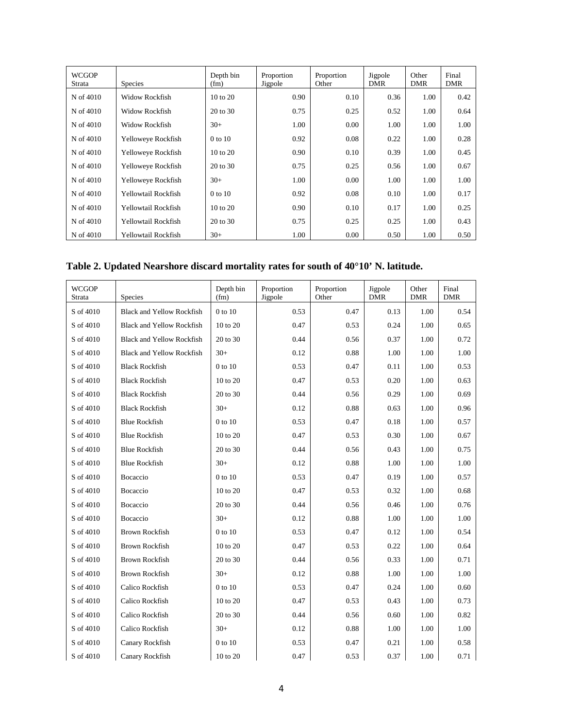| WCGOP Strata | Species | Depth bin (fm) | Proportion Jigpole | Proportion Other | Jigpole DMR | Other DMR | Final DMR |
|---|---|---|---|---|---|---|---|
| N of 4010 | Widow Rockfish | 10 to 20 | 0.90 | 0.10 | 0.36 | 1.00 | 0.42 |
| N of 4010 | Widow Rockfish | 20 to 30 | 0.75 | 0.25 | 0.52 | 1.00 | 0.64 |
| N of 4010 | Widow Rockfish | 30+ | 1.00 | 0.00 | 1.00 | 1.00 | 1.00 |
| N of 4010 | Yelloweye Rockfish | 0 to 10 | 0.92 | 0.08 | 0.22 | 1.00 | 0.28 |
| N of 4010 | Yelloweye Rockfish | 10 to 20 | 0.90 | 0.10 | 0.39 | 1.00 | 0.45 |
| N of 4010 | Yelloweye Rockfish | 20 to 30 | 0.75 | 0.25 | 0.56 | 1.00 | 0.67 |
| N of 4010 | Yelloweye Rockfish | 30+ | 1.00 | 0.00 | 1.00 | 1.00 | 1.00 |
| N of 4010 | Yellowtail Rockfish | 0 to 10 | 0.92 | 0.08 | 0.10 | 1.00 | 0.17 |
| N of 4010 | Yellowtail Rockfish | 10 to 20 | 0.90 | 0.10 | 0.17 | 1.00 | 0.25 |
| N of 4010 | Yellowtail Rockfish | 20 to 30 | 0.75 | 0.25 | 0.25 | 1.00 | 0.43 |
| N of 4010 | Yellowtail Rockfish | 30+ | 1.00 | 0.00 | 0.50 | 1.00 | 0.50 |

**Table 2. Updated Nearshore discard mortality rates for south of 40°10' N. latitude.**

| WCGOP Strata | Species | Depth bin (fm) | Proportion Jigpole | Proportion Other | Jigpole DMR | Other DMR | Final DMR |
|---|---|---|---|---|---|---|---|
| S of 4010 | Black and Yellow Rockfish | 0 to 10 | 0.53 | 0.47 | 0.13 | 1.00 | 0.54 |
| S of 4010 | Black and Yellow Rockfish | 10 to 20 | 0.47 | 0.53 | 0.24 | 1.00 | 0.65 |
| S of 4010 | Black and Yellow Rockfish | 20 to 30 | 0.44 | 0.56 | 0.37 | 1.00 | 0.72 |
| S of 4010 | Black and Yellow Rockfish | 30+ | 0.12 | 0.88 | 1.00 | 1.00 | 1.00 |
| S of 4010 | Black Rockfish | 0 to 10 | 0.53 | 0.47 | 0.11 | 1.00 | 0.53 |
| S of 4010 | Black Rockfish | 10 to 20 | 0.47 | 0.53 | 0.20 | 1.00 | 0.63 |
| S of 4010 | Black Rockfish | 20 to 30 | 0.44 | 0.56 | 0.29 | 1.00 | 0.69 |
| S of 4010 | Black Rockfish | 30+ | 0.12 | 0.88 | 0.63 | 1.00 | 0.96 |
| S of 4010 | Blue Rockfish | 0 to 10 | 0.53 | 0.47 | 0.18 | 1.00 | 0.57 |
| S of 4010 | Blue Rockfish | 10 to 20 | 0.47 | 0.53 | 0.30 | 1.00 | 0.67 |
| S of 4010 | Blue Rockfish | 20 to 30 | 0.44 | 0.56 | 0.43 | 1.00 | 0.75 |
| S of 4010 | Blue Rockfish | 30+ | 0.12 | 0.88 | 1.00 | 1.00 | 1.00 |
| S of 4010 | Bocaccio | 0 to 10 | 0.53 | 0.47 | 0.19 | 1.00 | 0.57 |
| S of 4010 | Bocaccio | 10 to 20 | 0.47 | 0.53 | 0.32 | 1.00 | 0.68 |
| S of 4010 | Bocaccio | 20 to 30 | 0.44 | 0.56 | 0.46 | 1.00 | 0.76 |
| S of 4010 | Bocaccio | 30+ | 0.12 | 0.88 | 1.00 | 1.00 | 1.00 |
| S of 4010 | Brown Rockfish | 0 to 10 | 0.53 | 0.47 | 0.12 | 1.00 | 0.54 |
| S of 4010 | Brown Rockfish | 10 to 20 | 0.47 | 0.53 | 0.22 | 1.00 | 0.64 |
| S of 4010 | Brown Rockfish | 20 to 30 | 0.44 | 0.56 | 0.33 | 1.00 | 0.71 |
| S of 4010 | Brown Rockfish | 30+ | 0.12 | 0.88 | 1.00 | 1.00 | 1.00 |
| S of 4010 | Calico Rockfish | 0 to 10 | 0.53 | 0.47 | 0.24 | 1.00 | 0.60 |
| S of 4010 | Calico Rockfish | 10 to 20 | 0.47 | 0.53 | 0.43 | 1.00 | 0.73 |
| S of 4010 | Calico Rockfish | 20 to 30 | 0.44 | 0.56 | 0.60 | 1.00 | 0.82 |
| S of 4010 | Calico Rockfish | 30+ | 0.12 | 0.88 | 1.00 | 1.00 | 1.00 |
| S of 4010 | Canary Rockfish | 0 to 10 | 0.53 | 0.47 | 0.21 | 1.00 | 0.58 |
| S of 4010 | Canary Rockfish | 10 to 20 | 0.47 | 0.53 | 0.37 | 1.00 | 0.71 |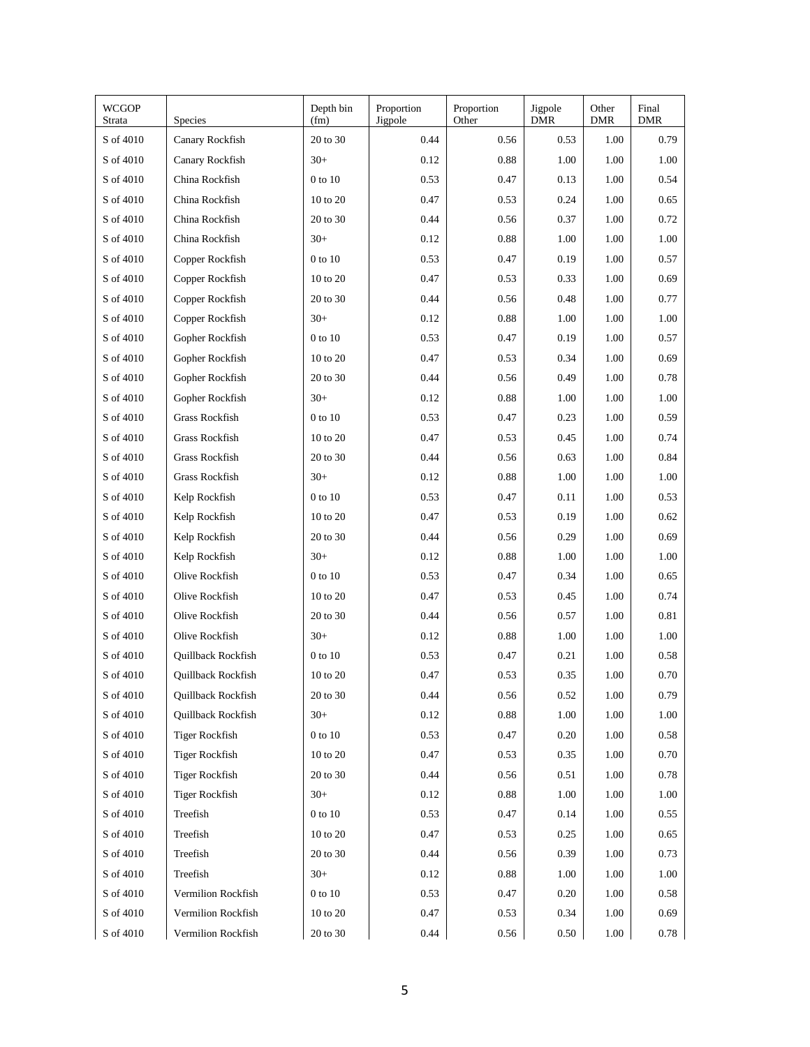| WCGOP Strata | Species | Depth bin (fm) | Proportion Jigpole | Proportion Other | Jigpole DMR | Other DMR | Final DMR |
|---|---|---|---|---|---|---|---|
| S of 4010 | Canary Rockfish | 20 to 30 | 0.44 | 0.56 | 0.53 | 1.00 | 0.79 |
| S of 4010 | Canary Rockfish | 30+ | 0.12 | 0.88 | 1.00 | 1.00 | 1.00 |
| S of 4010 | China Rockfish | 0 to 10 | 0.53 | 0.47 | 0.13 | 1.00 | 0.54 |
| S of 4010 | China Rockfish | 10 to 20 | 0.47 | 0.53 | 0.24 | 1.00 | 0.65 |
| S of 4010 | China Rockfish | 20 to 30 | 0.44 | 0.56 | 0.37 | 1.00 | 0.72 |
| S of 4010 | China Rockfish | 30+ | 0.12 | 0.88 | 1.00 | 1.00 | 1.00 |
| S of 4010 | Copper Rockfish | 0 to 10 | 0.53 | 0.47 | 0.19 | 1.00 | 0.57 |
| S of 4010 | Copper Rockfish | 10 to 20 | 0.47 | 0.53 | 0.33 | 1.00 | 0.69 |
| S of 4010 | Copper Rockfish | 20 to 30 | 0.44 | 0.56 | 0.48 | 1.00 | 0.77 |
| S of 4010 | Copper Rockfish | 30+ | 0.12 | 0.88 | 1.00 | 1.00 | 1.00 |
| S of 4010 | Gopher Rockfish | 0 to 10 | 0.53 | 0.47 | 0.19 | 1.00 | 0.57 |
| S of 4010 | Gopher Rockfish | 10 to 20 | 0.47 | 0.53 | 0.34 | 1.00 | 0.69 |
| S of 4010 | Gopher Rockfish | 20 to 30 | 0.44 | 0.56 | 0.49 | 1.00 | 0.78 |
| S of 4010 | Gopher Rockfish | 30+ | 0.12 | 0.88 | 1.00 | 1.00 | 1.00 |
| S of 4010 | Grass Rockfish | 0 to 10 | 0.53 | 0.47 | 0.23 | 1.00 | 0.59 |
| S of 4010 | Grass Rockfish | 10 to 20 | 0.47 | 0.53 | 0.45 | 1.00 | 0.74 |
| S of 4010 | Grass Rockfish | 20 to 30 | 0.44 | 0.56 | 0.63 | 1.00 | 0.84 |
| S of 4010 | Grass Rockfish | 30+ | 0.12 | 0.88 | 1.00 | 1.00 | 1.00 |
| S of 4010 | Kelp Rockfish | 0 to 10 | 0.53 | 0.47 | 0.11 | 1.00 | 0.53 |
| S of 4010 | Kelp Rockfish | 10 to 20 | 0.47 | 0.53 | 0.19 | 1.00 | 0.62 |
| S of 4010 | Kelp Rockfish | 20 to 30 | 0.44 | 0.56 | 0.29 | 1.00 | 0.69 |
| S of 4010 | Kelp Rockfish | 30+ | 0.12 | 0.88 | 1.00 | 1.00 | 1.00 |
| S of 4010 | Olive Rockfish | 0 to 10 | 0.53 | 0.47 | 0.34 | 1.00 | 0.65 |
| S of 4010 | Olive Rockfish | 10 to 20 | 0.47 | 0.53 | 0.45 | 1.00 | 0.74 |
| S of 4010 | Olive Rockfish | 20 to 30 | 0.44 | 0.56 | 0.57 | 1.00 | 0.81 |
| S of 4010 | Olive Rockfish | 30+ | 0.12 | 0.88 | 1.00 | 1.00 | 1.00 |
| S of 4010 | Quillback Rockfish | 0 to 10 | 0.53 | 0.47 | 0.21 | 1.00 | 0.58 |
| S of 4010 | Quillback Rockfish | 10 to 20 | 0.47 | 0.53 | 0.35 | 1.00 | 0.70 |
| S of 4010 | Quillback Rockfish | 20 to 30 | 0.44 | 0.56 | 0.52 | 1.00 | 0.79 |
| S of 4010 | Quillback Rockfish | 30+ | 0.12 | 0.88 | 1.00 | 1.00 | 1.00 |
| S of 4010 | Tiger Rockfish | 0 to 10 | 0.53 | 0.47 | 0.20 | 1.00 | 0.58 |
| S of 4010 | Tiger Rockfish | 10 to 20 | 0.47 | 0.53 | 0.35 | 1.00 | 0.70 |
| S of 4010 | Tiger Rockfish | 20 to 30 | 0.44 | 0.56 | 0.51 | 1.00 | 0.78 |
| S of 4010 | Tiger Rockfish | 30+ | 0.12 | 0.88 | 1.00 | 1.00 | 1.00 |
| S of 4010 | Treefish | 0 to 10 | 0.53 | 0.47 | 0.14 | 1.00 | 0.55 |
| S of 4010 | Treefish | 10 to 20 | 0.47 | 0.53 | 0.25 | 1.00 | 0.65 |
| S of 4010 | Treefish | 20 to 30 | 0.44 | 0.56 | 0.39 | 1.00 | 0.73 |
| S of 4010 | Treefish | 30+ | 0.12 | 0.88 | 1.00 | 1.00 | 1.00 |
| S of 4010 | Vermilion Rockfish | 0 to 10 | 0.53 | 0.47 | 0.20 | 1.00 | 0.58 |
| S of 4010 | Vermilion Rockfish | 10 to 20 | 0.47 | 0.53 | 0.34 | 1.00 | 0.69 |
| S of 4010 | Vermilion Rockfish | 20 to 30 | 0.44 | 0.56 | 0.50 | 1.00 | 0.78 |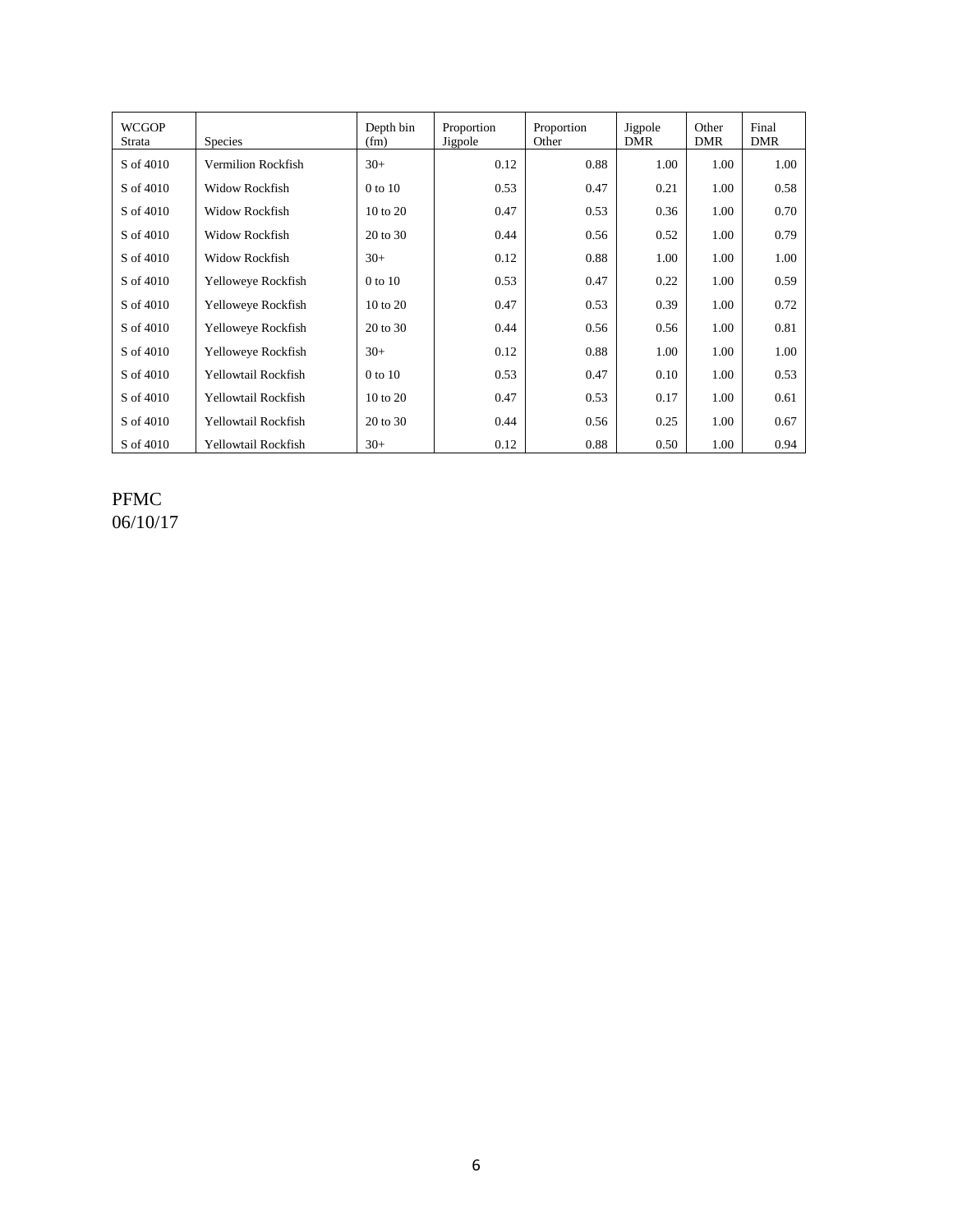| WCGOP Strata | Species | Depth bin (fm) | Proportion Jigpole | Proportion Other | Jigpole DMR | Other DMR | Final DMR |
|---|---|---|---|---|---|---|---|
| S of 4010 | Vermilion Rockfish | 30+ | 0.12 | 0.88 | 1.00 | 1.00 | 1.00 |
| S of 4010 | Widow Rockfish | 0 to 10 | 0.53 | 0.47 | 0.21 | 1.00 | 0.58 |
| S of 4010 | Widow Rockfish | 10 to 20 | 0.47 | 0.53 | 0.36 | 1.00 | 0.70 |
| S of 4010 | Widow Rockfish | 20 to 30 | 0.44 | 0.56 | 0.52 | 1.00 | 0.79 |
| S of 4010 | Widow Rockfish | 30+ | 0.12 | 0.88 | 1.00 | 1.00 | 1.00 |
| S of 4010 | Yelloweye Rockfish | 0 to 10 | 0.53 | 0.47 | 0.22 | 1.00 | 0.59 |
| S of 4010 | Yelloweye Rockfish | 10 to 20 | 0.47 | 0.53 | 0.39 | 1.00 | 0.72 |
| S of 4010 | Yelloweye Rockfish | 20 to 30 | 0.44 | 0.56 | 0.56 | 1.00 | 0.81 |
| S of 4010 | Yelloweye Rockfish | 30+ | 0.12 | 0.88 | 1.00 | 1.00 | 1.00 |
| S of 4010 | Yellowtail Rockfish | 0 to 10 | 0.53 | 0.47 | 0.10 | 1.00 | 0.53 |
| S of 4010 | Yellowtail Rockfish | 10 to 20 | 0.47 | 0.53 | 0.17 | 1.00 | 0.61 |
| S of 4010 | Yellowtail Rockfish | 20 to 30 | 0.44 | 0.56 | 0.25 | 1.00 | 0.67 |
| S of 4010 | Yellowtail Rockfish | 30+ | 0.12 | 0.88 | 0.50 | 1.00 | 0.94 |

PFMC
06/10/17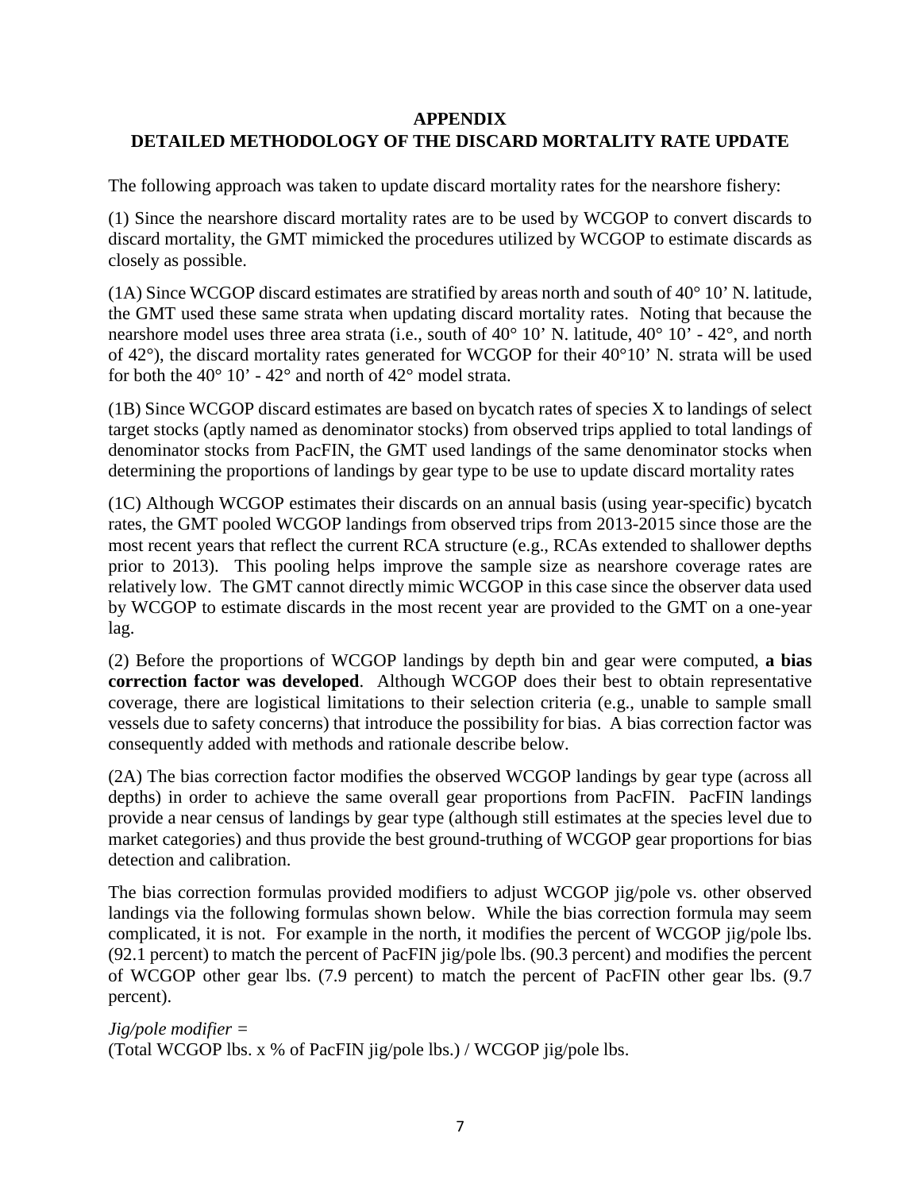# APPENDIX

# DETAILED METHODOLOGY OF THE DISCARD MORTALITY RATE UPDATE

The following approach was taken to update discard mortality rates for the nearshore fishery:

(1) Since the nearshore discard mortality rates are to be used by WCGOP to convert discards to discard mortality, the GMT mimicked the procedures utilized by WCGOP to estimate discards as closely as possible.

(1A) Since WCGOP discard estimates are stratified by areas north and south of 40° 10' N. latitude, the GMT used these same strata when updating discard mortality rates. Noting that because the nearshore model uses three area strata (i.e., south of 40° 10' N. latitude, 40° 10' - 42°, and north of 42°), the discard mortality rates generated for WCGOP for their 40°10' N. strata will be used for both the 40° 10' - 42° and north of 42° model strata.

(1B) Since WCGOP discard estimates are based on bycatch rates of species X to landings of select target stocks (aptly named as denominator stocks) from observed trips applied to total landings of denominator stocks from PacFIN, the GMT used landings of the same denominator stocks when determining the proportions of landings by gear type to be use to update discard mortality rates

(1C) Although WCGOP estimates their discards on an annual basis (using year-specific) bycatch rates, the GMT pooled WCGOP landings from observed trips from 2013-2015 since those are the most recent years that reflect the current RCA structure (e.g., RCAs extended to shallower depths prior to 2013). This pooling helps improve the sample size as nearshore coverage rates are relatively low. The GMT cannot directly mimic WCGOP in this case since the observer data used by WCGOP to estimate discards in the most recent year are provided to the GMT on a one-year lag.

(2) Before the proportions of WCGOP landings by depth bin and gear were computed, **a bias correction factor was developed**. Although WCGOP does their best to obtain representative coverage, there are logistical limitations to their selection criteria (e.g., unable to sample small vessels due to safety concerns) that introduce the possibility for bias. A bias correction factor was consequently added with methods and rationale describe below.

(2A) The bias correction factor modifies the observed WCGOP landings by gear type (across all depths) in order to achieve the same overall gear proportions from PacFIN. PacFIN landings provide a near census of landings by gear type (although still estimates at the species level due to market categories) and thus provide the best ground-truthing of WCGOP gear proportions for bias detection and calibration.

The bias correction formulas provided modifiers to adjust WCGOP jig/pole vs. other observed landings via the following formulas shown below. While the bias correction formula may seem complicated, it is not. For example in the north, it modifies the percent of WCGOP jig/pole lbs. (92.1 percent) to match the percent of PacFIN jig/pole lbs. (90.3 percent) and modifies the percent of WCGOP other gear lbs. (7.9 percent) to match the percent of PacFIN other gear lbs. (9.7 percent).

*Jig/pole modifier =*
(Total WCGOP lbs. x % of PacFIN jig/pole lbs.) / WCGOP jig/pole lbs.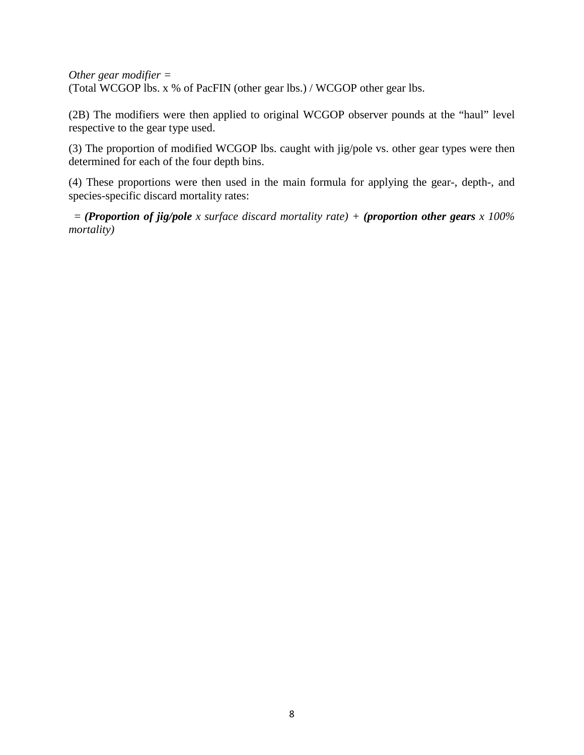*Other gear modifier =*
(Total WCGOP lbs. x % of PacFIN (other gear lbs.) / WCGOP other gear lbs.

(2B) The modifiers were then applied to original WCGOP observer pounds at the "haul" level respective to the gear type used.

(3) The proportion of modified WCGOP lbs. caught with jig/pole vs. other gear types were then determined for each of the four depth bins.

(4) These proportions were then used in the main formula for applying the gear-, depth-, and species-specific discard mortality rates:

*= **(Proportion of jig/pole** x surface discard mortality rate) + **(proportion other gears** x 100% mortality)*